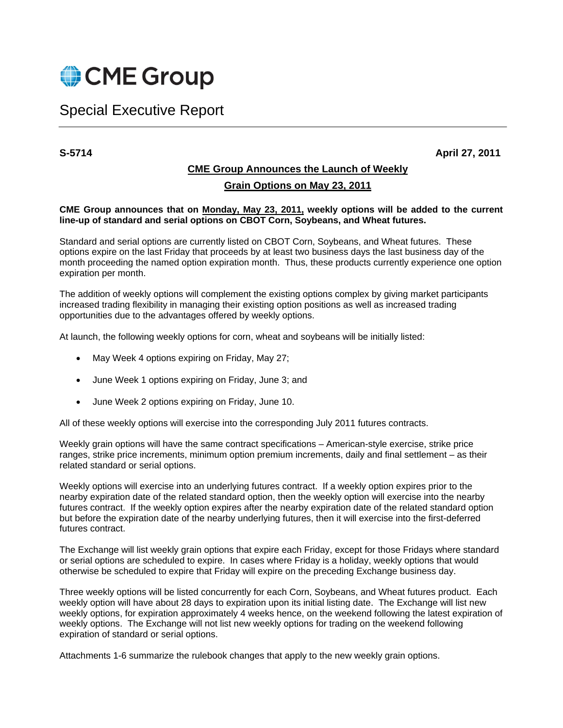CME Group

# Special Executive Report

**S-5714** **April 27, 2011**

## CME Group Announces the Launch of Weekly Grain Options on May 23, 2011

**CME Group announces that on Monday, May 23, 2011, weekly options will be added to the current line-up of standard and serial options on CBOT Corn, Soybeans, and Wheat futures.**

Standard and serial options are currently listed on CBOT Corn, Soybeans, and Wheat futures. These options expire on the last Friday that proceeds by at least two business days the last business day of the month proceeding the named option expiration month. Thus, these products currently experience one option expiration per month.

The addition of weekly options will complement the existing options complex by giving market participants increased trading flexibility in managing their existing option positions as well as increased trading opportunities due to the advantages offered by weekly options.

At launch, the following weekly options for corn, wheat and soybeans will be initially listed:

- May Week 4 options expiring on Friday, May 27;
- June Week 1 options expiring on Friday, June 3; and
- June Week 2 options expiring on Friday, June 10.

All of these weekly options will exercise into the corresponding July 2011 futures contracts.

Weekly grain options will have the same contract specifications – American-style exercise, strike price ranges, strike price increments, minimum option premium increments, daily and final settlement – as their related standard or serial options.

Weekly options will exercise into an underlying futures contract. If a weekly option expires prior to the nearby expiration date of the related standard option, then the weekly option will exercise into the nearby futures contract. If the weekly option expires after the nearby expiration date of the related standard option but before the expiration date of the nearby underlying futures, then it will exercise into the first-deferred futures contract.

The Exchange will list weekly grain options that expire each Friday, except for those Fridays where standard or serial options are scheduled to expire. In cases where Friday is a holiday, weekly options that would otherwise be scheduled to expire that Friday will expire on the preceding Exchange business day.

Three weekly options will be listed concurrently for each Corn, Soybeans, and Wheat futures product. Each weekly option will have about 28 days to expiration upon its initial listing date. The Exchange will list new weekly options, for expiration approximately 4 weeks hence, on the weekend following the latest expiration of weekly options. The Exchange will not list new weekly options for trading on the weekend following expiration of standard or serial options.

Attachments 1-6 summarize the rulebook changes that apply to the new weekly grain options.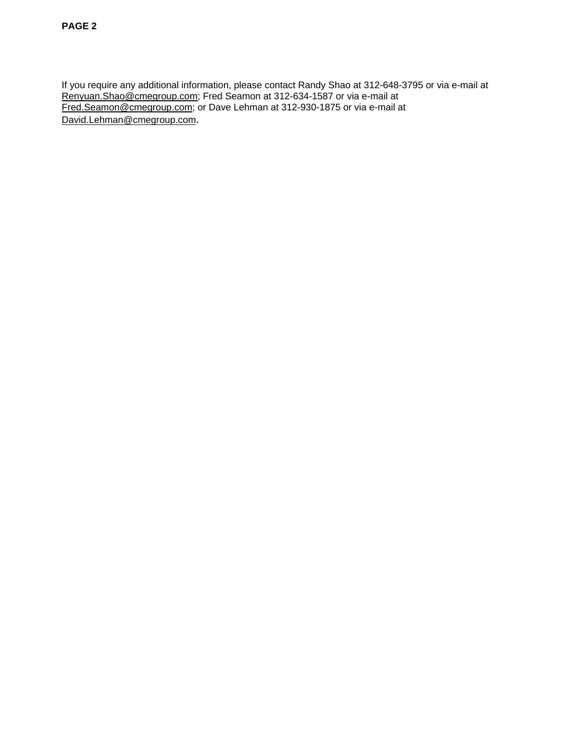If you require any additional information, please contact Randy Shao at 312-648-3795 or via e-mail at Renyuan.Shao@cmegroup.com; Fred Seamon at 312-634-1587 or via e-mail at Fred.Seamon@cmegroup.com; or Dave Lehman at 312-930-1875 or via e-mail at David.Lehman@cmegroup.com.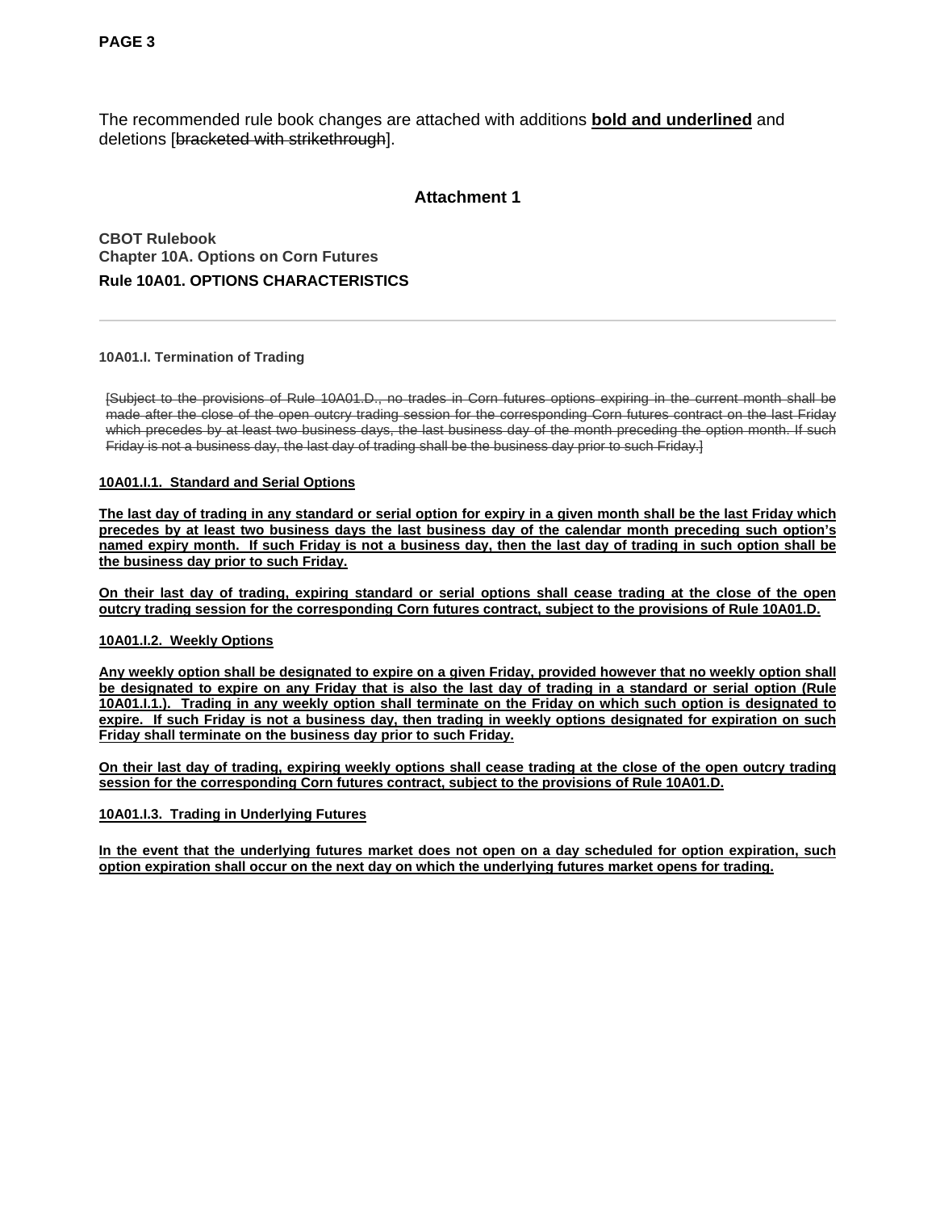The recommended rule book changes are attached with additions **<u>bold and underlined</u>** and deletions [~~bracketed with strikethrough~~].

## Attachment 1

**CBOT Rulebook**
**Chapter 10A. Options on Corn Futures**

### Rule 10A01. OPTIONS CHARACTERISTICS

---

**10A01.I. Termination of Trading**

[~~Subject to the provisions of Rule 10A01.D., no trades in Corn futures options expiring in the current month shall be made after the close of the open outcry trading session for the corresponding Corn futures contract on the last Friday which precedes by at least two business days, the last business day of the month preceding the option month. If such Friday is not a business day, the last day of trading shall be the business day prior to such Friday.~~]

**<u>10A01.I.1. Standard and Serial Options</u>**

**<u>The last day of trading in any standard or serial option for expiry in a given month shall be the last Friday which precedes by at least two business days the last business day of the calendar month preceding such option's named expiry month. If such Friday is not a business day, then the last day of trading in such option shall be the business day prior to such Friday.</u>**

**<u>On their last day of trading, expiring standard or serial options shall cease trading at the close of the open outcry trading session for the corresponding Corn futures contract, subject to the provisions of Rule 10A01.D.</u>**

**<u>10A01.I.2. Weekly Options</u>**

**<u>Any weekly option shall be designated to expire on a given Friday, provided however that no weekly option shall be designated to expire on any Friday that is also the last day of trading in a standard or serial option (Rule 10A01.I.1.). Trading in any weekly option shall terminate on the Friday on which such option is designated to expire. If such Friday is not a business day, then trading in weekly options designated for expiration on such Friday shall terminate on the business day prior to such Friday.</u>**

**<u>On their last day of trading, expiring weekly options shall cease trading at the close of the open outcry trading session for the corresponding Corn futures contract, subject to the provisions of Rule 10A01.D.</u>**

**<u>10A01.I.3. Trading in Underlying Futures</u>**

**<u>In the event that the underlying futures market does not open on a day scheduled for option expiration, such option expiration shall occur on the next day on which the underlying futures market opens for trading.</u>**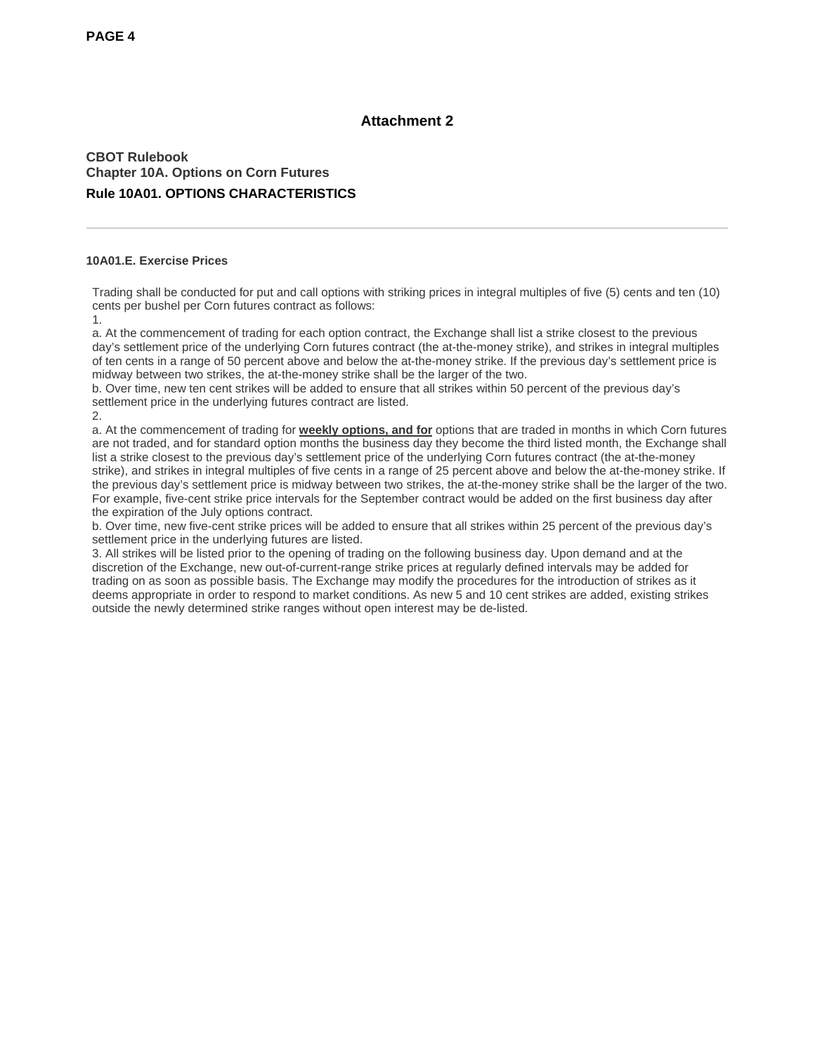# Attachment 2

**CBOT Rulebook**
**Chapter 10A. Options on Corn Futures**
**Rule 10A01. OPTIONS CHARACTERISTICS**

---

**10A01.E. Exercise Prices**

Trading shall be conducted for put and call options with striking prices in integral multiples of five (5) cents and ten (10) cents per bushel per Corn futures contract as follows:

1.

a. At the commencement of trading for each option contract, the Exchange shall list a strike closest to the previous day's settlement price of the underlying Corn futures contract (the at-the-money strike), and strikes in integral multiples of ten cents in a range of 50 percent above and below the at-the-money strike. If the previous day's settlement price is midway between two strikes, the at-the-money strike shall be the larger of the two.

b. Over time, new ten cent strikes will be added to ensure that all strikes within 50 percent of the previous day's settlement price in the underlying futures contract are listed.

2.

a. At the commencement of trading for **weekly options, and for** options that are traded in months in which Corn futures are not traded, and for standard option months the business day they become the third listed month, the Exchange shall list a strike closest to the previous day's settlement price of the underlying Corn futures contract (the at-the-money strike), and strikes in integral multiples of five cents in a range of 25 percent above and below the at-the-money strike. If the previous day's settlement price is midway between two strikes, the at-the-money strike shall be the larger of the two. For example, five-cent strike price intervals for the September contract would be added on the first business day after the expiration of the July options contract.

b. Over time, new five-cent strike prices will be added to ensure that all strikes within 25 percent of the previous day's settlement price in the underlying futures are listed.

3. All strikes will be listed prior to the opening of trading on the following business day. Upon demand and at the discretion of the Exchange, new out-of-current-range strike prices at regularly defined intervals may be added for trading on as soon as possible basis. The Exchange may modify the procedures for the introduction of strikes as it deems appropriate in order to respond to market conditions. As new 5 and 10 cent strikes are added, existing strikes outside the newly determined strike ranges without open interest may be de-listed.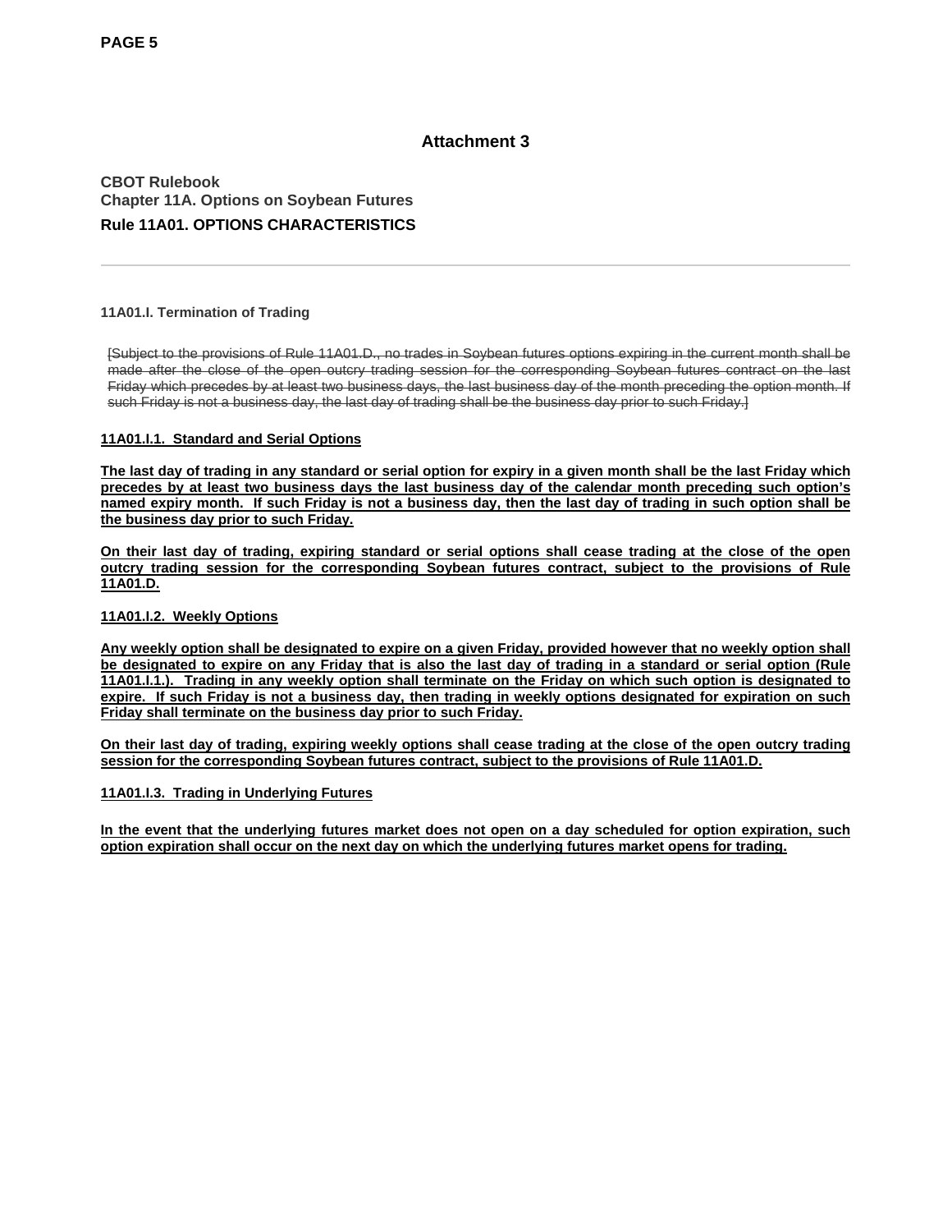# Attachment 3

**CBOT Rulebook**
**Chapter 11A. Options on Soybean Futures**

## Rule 11A01. OPTIONS CHARACTERISTICS

---

**11A01.I. Termination of Trading**

~~[Subject to the provisions of Rule 11A01.D., no trades in Soybean futures options expiring in the current month shall be made after the close of the open outcry trading session for the corresponding Soybean futures contract on the last Friday which precedes by at least two business days, the last business day of the month preceding the option month. If such Friday is not a business day, the last day of trading shall be the business day prior to such Friday.]~~

<u>**11A01.I.1. Standard and Serial Options**</u>

<u>**The last day of trading in any standard or serial option for expiry in a given month shall be the last Friday which precedes by at least two business days the last business day of the calendar month preceding such option's named expiry month. If such Friday is not a business day, then the last day of trading in such option shall be the business day prior to such Friday.**</u>

<u>**On their last day of trading, expiring standard or serial options shall cease trading at the close of the open outcry trading session for the corresponding Soybean futures contract, subject to the provisions of Rule 11A01.D.**</u>

<u>**11A01.I.2. Weekly Options**</u>

<u>**Any weekly option shall be designated to expire on a given Friday, provided however that no weekly option shall be designated to expire on any Friday that is also the last day of trading in a standard or serial option (Rule 11A01.I.1.). Trading in any weekly option shall terminate on the Friday on which such option is designated to expire. If such Friday is not a business day, then trading in weekly options designated for expiration on such Friday shall terminate on the business day prior to such Friday.**</u>

<u>**On their last day of trading, expiring weekly options shall cease trading at the close of the open outcry trading session for the corresponding Soybean futures contract, subject to the provisions of Rule 11A01.D.**</u>

<u>**11A01.I.3. Trading in Underlying Futures**</u>

<u>**In the event that the underlying futures market does not open on a day scheduled for option expiration, such option expiration shall occur on the next day on which the underlying futures market opens for trading.**</u>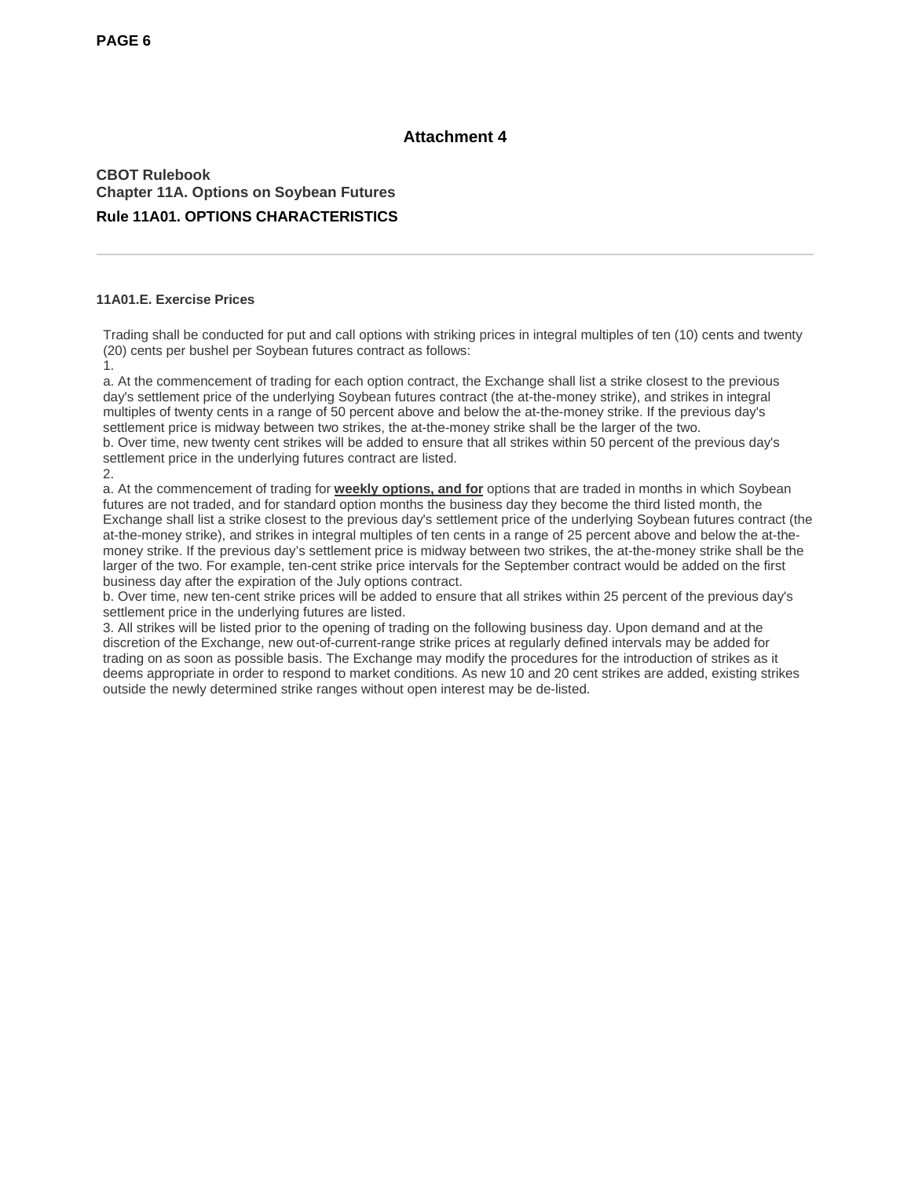## Attachment 4

**CBOT Rulebook**
**Chapter 11A. Options on Soybean Futures**

### Rule 11A01. OPTIONS CHARACTERISTICS

---

#### 11A01.E. Exercise Prices

Trading shall be conducted for put and call options with striking prices in integral multiples of ten (10) cents and twenty (20) cents per bushel per Soybean futures contract as follows:

1.

a. At the commencement of trading for each option contract, the Exchange shall list a strike closest to the previous day's settlement price of the underlying Soybean futures contract (the at-the-money strike), and strikes in integral multiples of twenty cents in a range of 50 percent above and below the at-the-money strike. If the previous day's settlement price is midway between two strikes, the at-the-money strike shall be the larger of the two.

b. Over time, new twenty cent strikes will be added to ensure that all strikes within 50 percent of the previous day's settlement price in the underlying futures contract are listed.

2.

a. At the commencement of trading for <u>**weekly options, and for**</u> options that are traded in months in which Soybean futures are not traded, and for standard option months the business day they become the third listed month, the Exchange shall list a strike closest to the previous day's settlement price of the underlying Soybean futures contract (the at-the-money strike), and strikes in integral multiples of ten cents in a range of 25 percent above and below the at-the-money strike. If the previous day's settlement price is midway between two strikes, the at-the-money strike shall be the larger of the two. For example, ten-cent strike price intervals for the September contract would be added on the first business day after the expiration of the July options contract.

b. Over time, new ten-cent strike prices will be added to ensure that all strikes within 25 percent of the previous day's settlement price in the underlying futures are listed.

3. All strikes will be listed prior to the opening of trading on the following business day. Upon demand and at the discretion of the Exchange, new out-of-current-range strike prices at regularly defined intervals may be added for trading on as soon as possible basis. The Exchange may modify the procedures for the introduction of strikes as it deems appropriate in order to respond to market conditions. As new 10 and 20 cent strikes are added, existing strikes outside the newly determined strike ranges without open interest may be de-listed.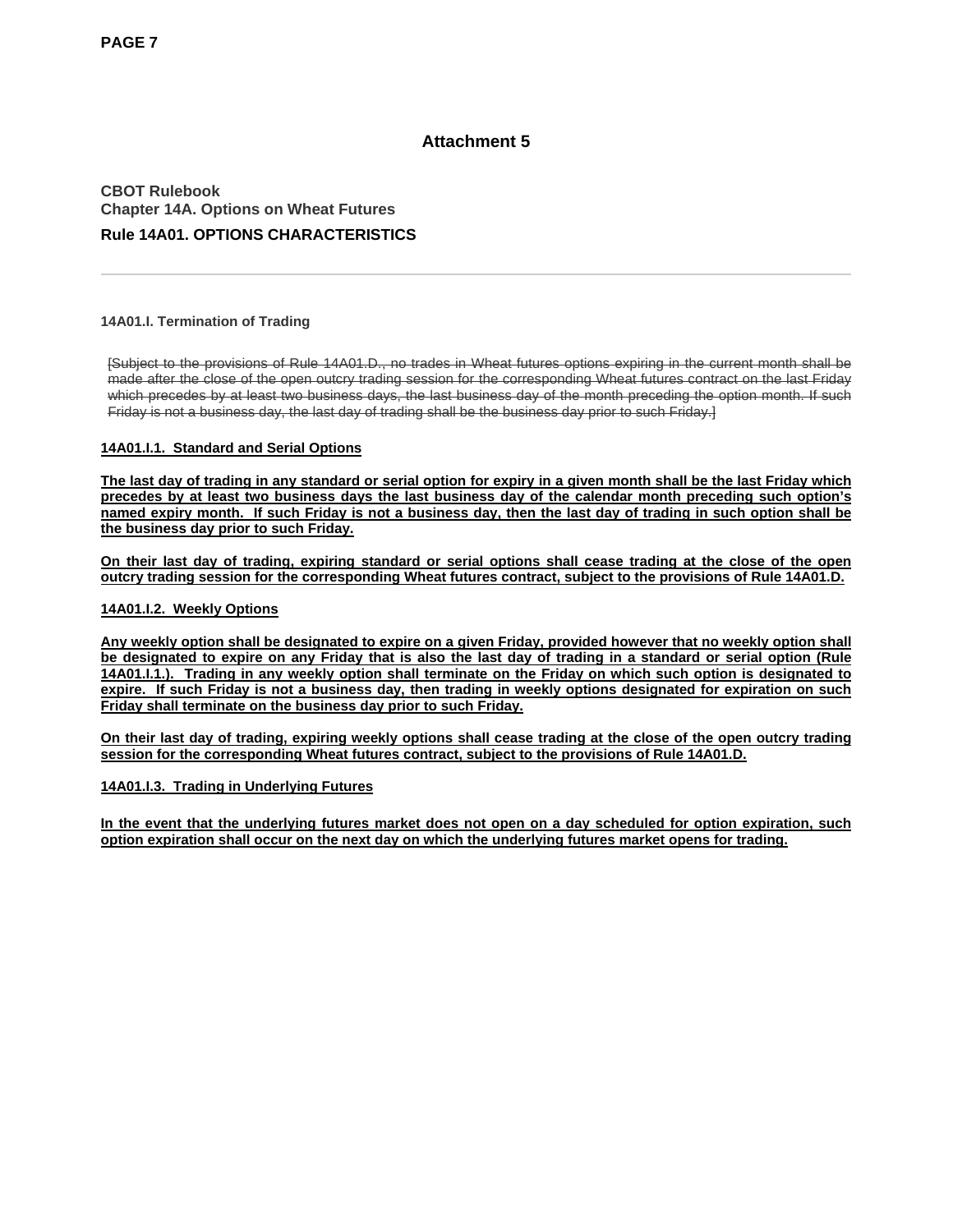## Attachment 5

**CBOT Rulebook**
**Chapter 14A. Options on Wheat Futures**

### Rule 14A01. OPTIONS CHARACTERISTICS

---

**14A01.I. Termination of Trading**

~~[Subject to the provisions of Rule 14A01.D., no trades in Wheat futures options expiring in the current month shall be made after the close of the open outcry trading session for the corresponding Wheat futures contract on the last Friday which precedes by at least two business days, the last business day of the month preceding the option month. If such Friday is not a business day, the last day of trading shall be the business day prior to such Friday.]~~

<u>**14A01.I.1. Standard and Serial Options**</u>

<u>**The last day of trading in any standard or serial option for expiry in a given month shall be the last Friday which precedes by at least two business days the last business day of the calendar month preceding such option's named expiry month. If such Friday is not a business day, then the last day of trading in such option shall be the business day prior to such Friday.**</u>

<u>**On their last day of trading, expiring standard or serial options shall cease trading at the close of the open outcry trading session for the corresponding Wheat futures contract, subject to the provisions of Rule 14A01.D.**</u>

<u>**14A01.I.2. Weekly Options**</u>

<u>**Any weekly option shall be designated to expire on a given Friday, provided however that no weekly option shall be designated to expire on any Friday that is also the last day of trading in a standard or serial option (Rule 14A01.I.1.). Trading in any weekly option shall terminate on the Friday on which such option is designated to expire. If such Friday is not a business day, then trading in weekly options designated for expiration on such Friday shall terminate on the business day prior to such Friday.**</u>

<u>**On their last day of trading, expiring weekly options shall cease trading at the close of the open outcry trading session for the corresponding Wheat futures contract, subject to the provisions of Rule 14A01.D.**</u>

<u>**14A01.I.3. Trading in Underlying Futures**</u>

<u>**In the event that the underlying futures market does not open on a day scheduled for option expiration, such option expiration shall occur on the next day on which the underlying futures market opens for trading.**</u>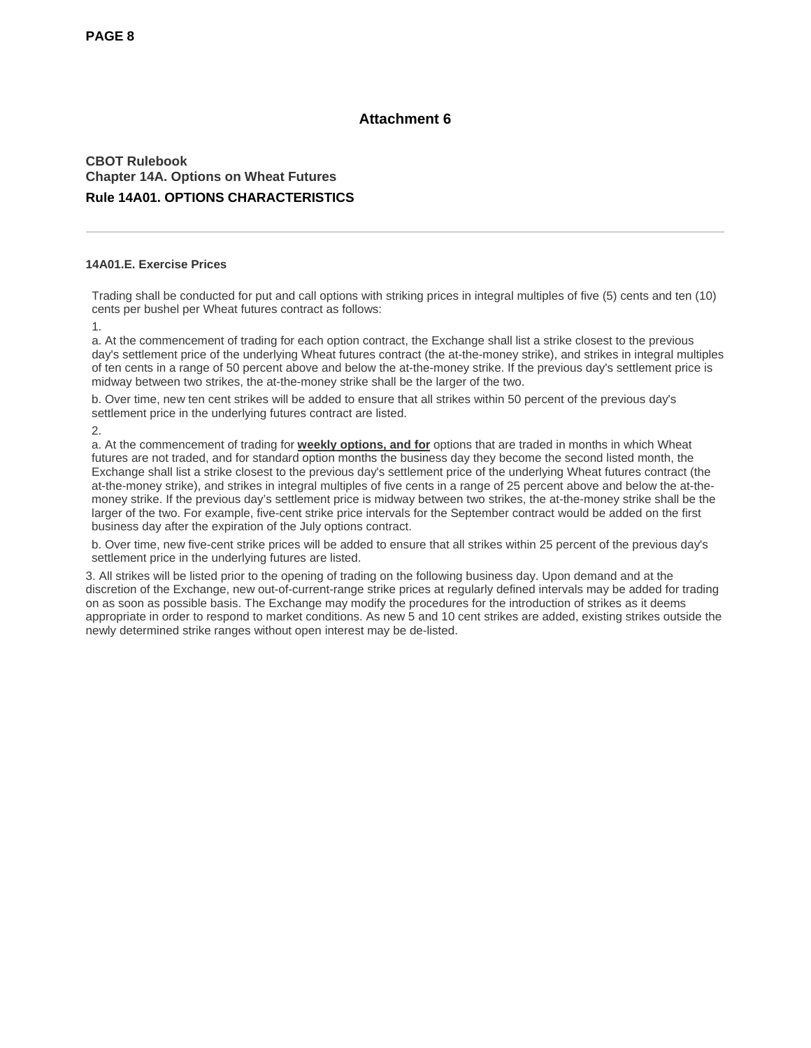## Attachment 6

**CBOT Rulebook**
**Chapter 14A. Options on Wheat Futures**
**Rule 14A01. OPTIONS CHARACTERISTICS**

---

**14A01.E. Exercise Prices**

Trading shall be conducted for put and call options with striking prices in integral multiples of five (5) cents and ten (10) cents per bushel per Wheat futures contract as follows:

1.

a. At the commencement of trading for each option contract, the Exchange shall list a strike closest to the previous day's settlement price of the underlying Wheat futures contract (the at-the-money strike), and strikes in integral multiples of ten cents in a range of 50 percent above and below the at-the-money strike. If the previous day's settlement price is midway between two strikes, the at-the-money strike shall be the larger of the two.

b. Over time, new ten cent strikes will be added to ensure that all strikes within 50 percent of the previous day's settlement price in the underlying futures contract are listed.

2.

a. At the commencement of trading for **weekly options, and for** options that are traded in months in which Wheat futures are not traded, and for standard option months the business day they become the second listed month, the Exchange shall list a strike closest to the previous day's settlement price of the underlying Wheat futures contract (the at-the-money strike), and strikes in integral multiples of five cents in a range of 25 percent above and below the at-the-money strike. If the previous day's settlement price is midway between two strikes, the at-the-money strike shall be the larger of the two. For example, five-cent strike price intervals for the September contract would be added on the first business day after the expiration of the July options contract.

b. Over time, new five-cent strike prices will be added to ensure that all strikes within 25 percent of the previous day's settlement price in the underlying futures are listed.

3. All strikes will be listed prior to the opening of trading on the following business day. Upon demand and at the discretion of the Exchange, new out-of-current-range strike prices at regularly defined intervals may be added for trading on as soon as possible basis. The Exchange may modify the procedures for the introduction of strikes as it deems appropriate in order to respond to market conditions. As new 5 and 10 cent strikes are added, existing strikes outside the newly determined strike ranges without open interest may be de-listed.